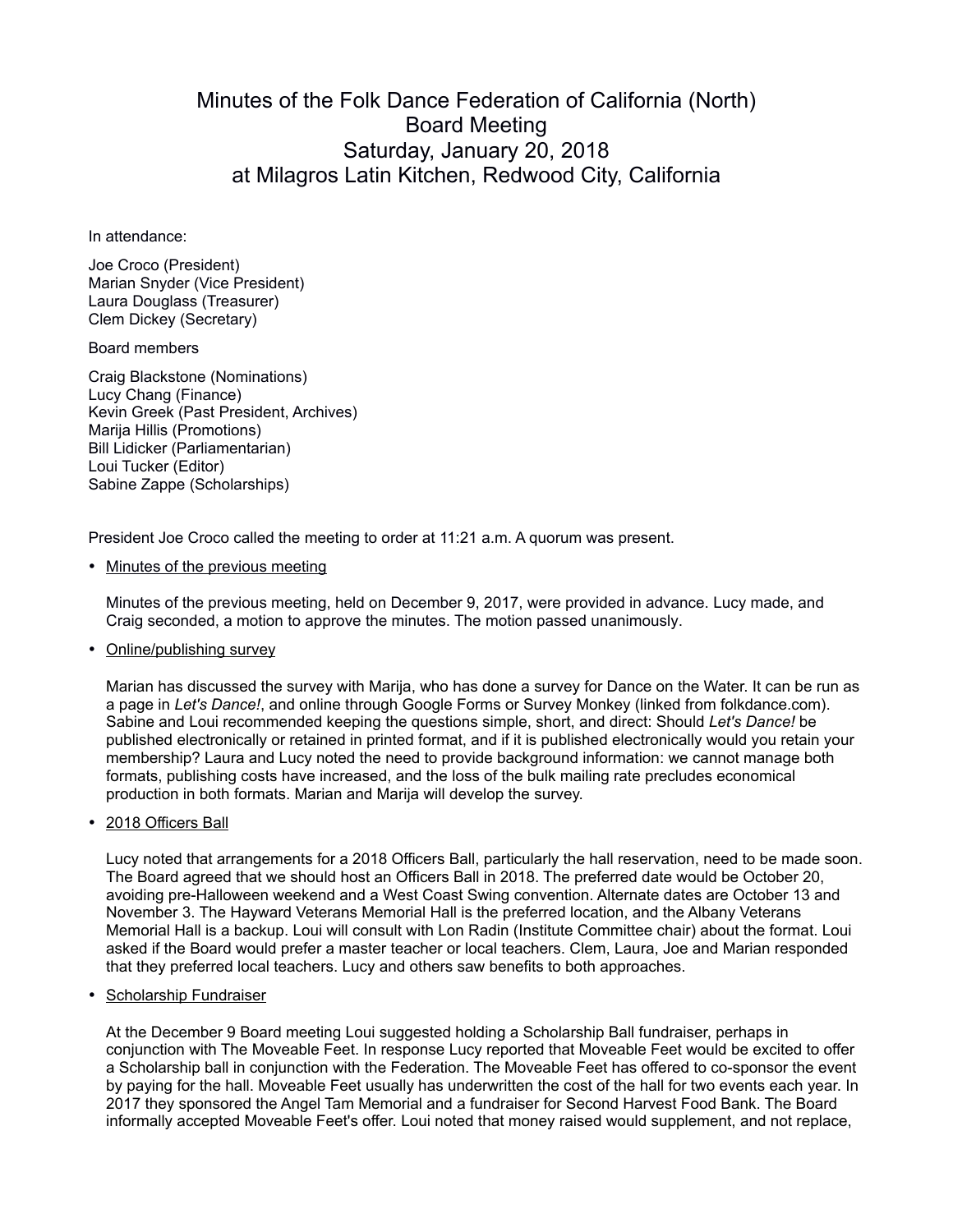# Minutes of the Folk Dance Federation of California (North) Board Meeting
## Saturday, January 20, 2018
## at Milagros Latin Kitchen, Redwood City, California

In attendance:

Joe Croco (President)
Marian Snyder (Vice President)
Laura Douglass (Treasurer)
Clem Dickey (Secretary)

Board members

Craig Blackstone (Nominations)
Lucy Chang (Finance)
Kevin Greek (Past President, Archives)
Marija Hillis (Promotions)
Bill Lidicker (Parliamentarian)
Loui Tucker (Editor)
Sabine Zappe (Scholarships)

President Joe Croco called the meeting to order at 11:21 a.m. A quorum was present.

- <u>Minutes of the previous meeting</u>

  Minutes of the previous meeting, held on December 9, 2017, were provided in advance. Lucy made, and Craig seconded, a motion to approve the minutes. The motion passed unanimously.

- <u>Online/publishing survey</u>

  Marian has discussed the survey with Marija, who has done a survey for Dance on the Water. It can be run as a page in *Let's Dance!*, and online through Google Forms or Survey Monkey (linked from folkdance.com). Sabine and Loui recommended keeping the questions simple, short, and direct: Should *Let's Dance!* be published electronically or retained in printed format, and if it is published electronically would you retain your membership? Laura and Lucy noted the need to provide background information: we cannot manage both formats, publishing costs have increased, and the loss of the bulk mailing rate precludes economical production in both formats. Marian and Marija will develop the survey.

- <u>2018 Officers Ball</u>

  Lucy noted that arrangements for a 2018 Officers Ball, particularly the hall reservation, need to be made soon. The Board agreed that we should host an Officers Ball in 2018. The preferred date would be October 20, avoiding pre-Halloween weekend and a West Coast Swing convention. Alternate dates are October 13 and November 3. The Hayward Veterans Memorial Hall is the preferred location, and the Albany Veterans Memorial Hall is a backup. Loui will consult with Lon Radin (Institute Committee chair) about the format. Loui asked if the Board would prefer a master teacher or local teachers. Clem, Laura, Joe and Marian responded that they preferred local teachers. Lucy and others saw benefits to both approaches.

- <u>Scholarship Fundraiser</u>

  At the December 9 Board meeting Loui suggested holding a Scholarship Ball fundraiser, perhaps in conjunction with The Moveable Feet. In response Lucy reported that Moveable Feet would be excited to offer a Scholarship ball in conjunction with the Federation. The Moveable Feet has offered to co-sponsor the event by paying for the hall. Moveable Feet usually has underwritten the cost of the hall for two events each year. In 2017 they sponsored the Angel Tam Memorial and a fundraiser for Second Harvest Food Bank. The Board informally accepted Moveable Feet's offer. Loui noted that money raised would supplement, and not replace,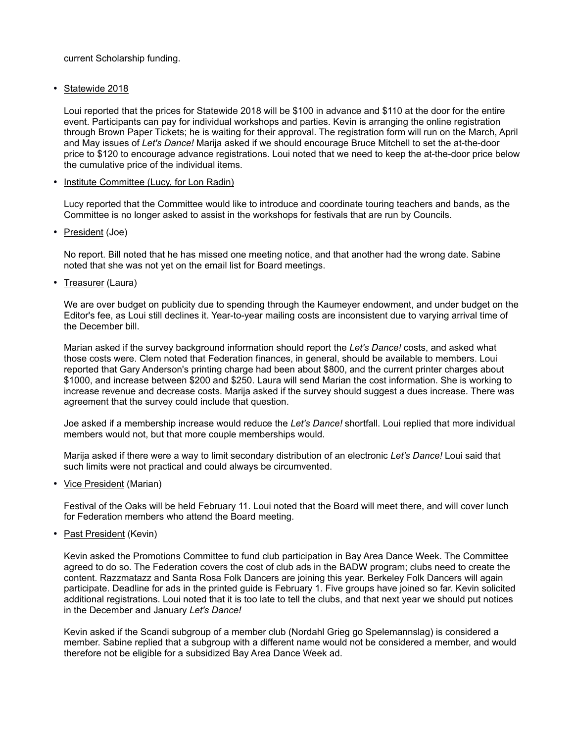current Scholarship funding.

- Statewide 2018

  Loui reported that the prices for Statewide 2018 will be $100 in advance and $110 at the door for the entire event. Participants can pay for individual workshops and parties. Kevin is arranging the online registration through Brown Paper Tickets; he is waiting for their approval. The registration form will run on the March, April and May issues of *Let's Dance!* Marija asked if we should encourage Bruce Mitchell to set the at-the-door price to $120 to encourage advance registrations. Loui noted that we need to keep the at-the-door price below the cumulative price of the individual items.

- Institute Committee (Lucy, for Lon Radin)

  Lucy reported that the Committee would like to introduce and coordinate touring teachers and bands, as the Committee is no longer asked to assist in the workshops for festivals that are run by Councils.

- President (Joe)

  No report. Bill noted that he has missed one meeting notice, and that another had the wrong date. Sabine noted that she was not yet on the email list for Board meetings.

- Treasurer (Laura)

  We are over budget on publicity due to spending through the Kaumeyer endowment, and under budget on the Editor's fee, as Loui still declines it. Year-to-year mailing costs are inconsistent due to varying arrival time of the December bill.

  Marian asked if the survey background information should report the *Let's Dance!* costs, and asked what those costs were. Clem noted that Federation finances, in general, should be available to members. Loui reported that Gary Anderson's printing charge had been about $800, and the current printer charges about $1000, and increase between $200 and $250. Laura will send Marian the cost information. She is working to increase revenue and decrease costs. Marija asked if the survey should suggest a dues increase. There was agreement that the survey could include that question.

  Joe asked if a membership increase would reduce the *Let's Dance!* shortfall. Loui replied that more individual members would not, but that more couple memberships would.

  Marija asked if there were a way to limit secondary distribution of an electronic *Let's Dance!* Loui said that such limits were not practical and could always be circumvented.

- Vice President (Marian)

  Festival of the Oaks will be held February 11. Loui noted that the Board will meet there, and will cover lunch for Federation members who attend the Board meeting.

- Past President (Kevin)

  Kevin asked the Promotions Committee to fund club participation in Bay Area Dance Week. The Committee agreed to do so. The Federation covers the cost of club ads in the BADW program; clubs need to create the content. Razzmatazz and Santa Rosa Folk Dancers are joining this year. Berkeley Folk Dancers will again participate. Deadline for ads in the printed guide is February 1. Five groups have joined so far. Kevin solicited additional registrations. Loui noted that it is too late to tell the clubs, and that next year we should put notices in the December and January *Let's Dance!*

  Kevin asked if the Scandi subgroup of a member club (Nordahl Grieg go Spelemannslag) is considered a member. Sabine replied that a subgroup with a different name would not be considered a member, and would therefore not be eligible for a subsidized Bay Area Dance Week ad.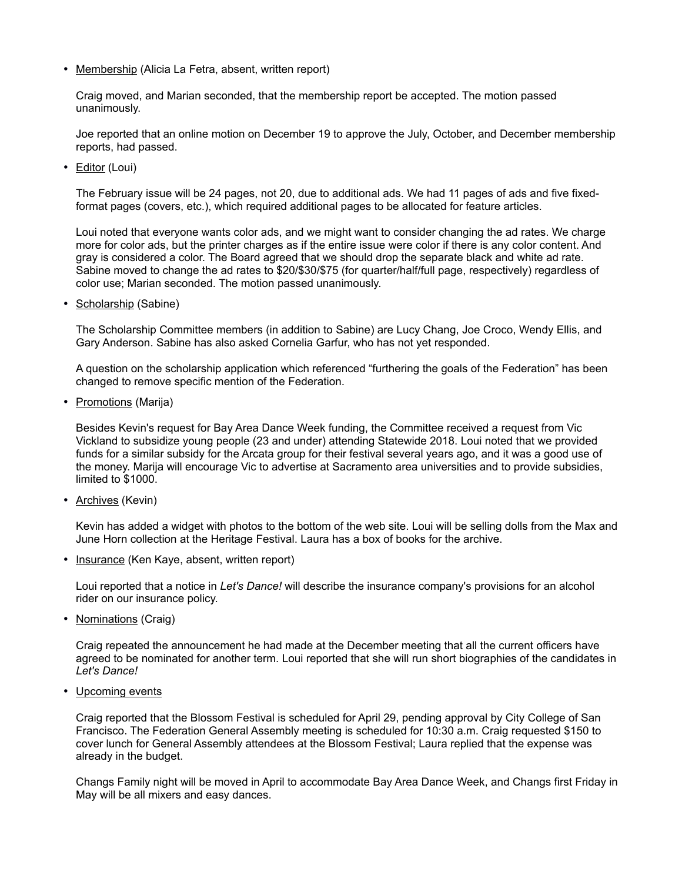- Membership (Alicia La Fetra, absent, written report)

  Craig moved, and Marian seconded, that the membership report be accepted. The motion passed unanimously.

  Joe reported that an online motion on December 19 to approve the July, October, and December membership reports, had passed.

- Editor (Loui)

  The February issue will be 24 pages, not 20, due to additional ads. We had 11 pages of ads and five fixed-format pages (covers, etc.), which required additional pages to be allocated for feature articles.

  Loui noted that everyone wants color ads, and we might want to consider changing the ad rates. We charge more for color ads, but the printer charges as if the entire issue were color if there is any color content. And gray is considered a color. The Board agreed that we should drop the separate black and white ad rate. Sabine moved to change the ad rates to $20/$30/$75 (for quarter/half/full page, respectively) regardless of color use; Marian seconded. The motion passed unanimously.

- Scholarship (Sabine)

  The Scholarship Committee members (in addition to Sabine) are Lucy Chang, Joe Croco, Wendy Ellis, and Gary Anderson. Sabine has also asked Cornelia Garfur, who has not yet responded.

  A question on the scholarship application which referenced "furthering the goals of the Federation" has been changed to remove specific mention of the Federation.

- Promotions (Marija)

  Besides Kevin's request for Bay Area Dance Week funding, the Committee received a request from Vic Vickland to subsidize young people (23 and under) attending Statewide 2018. Loui noted that we provided funds for a similar subsidy for the Arcata group for their festival several years ago, and it was a good use of the money. Marija will encourage Vic to advertise at Sacramento area universities and to provide subsidies, limited to $1000.

- Archives (Kevin)

  Kevin has added a widget with photos to the bottom of the web site. Loui will be selling dolls from the Max and June Horn collection at the Heritage Festival. Laura has a box of books for the archive.

- Insurance (Ken Kaye, absent, written report)

  Loui reported that a notice in *Let's Dance!* will describe the insurance company's provisions for an alcohol rider on our insurance policy.

- Nominations (Craig)

  Craig repeated the announcement he had made at the December meeting that all the current officers have agreed to be nominated for another term. Loui reported that she will run short biographies of the candidates in *Let's Dance!*

- Upcoming events

  Craig reported that the Blossom Festival is scheduled for April 29, pending approval by City College of San Francisco. The Federation General Assembly meeting is scheduled for 10:30 a.m. Craig requested $150 to cover lunch for General Assembly attendees at the Blossom Festival; Laura replied that the expense was already in the budget.

  Changs Family night will be moved in April to accommodate Bay Area Dance Week, and Changs first Friday in May will be all mixers and easy dances.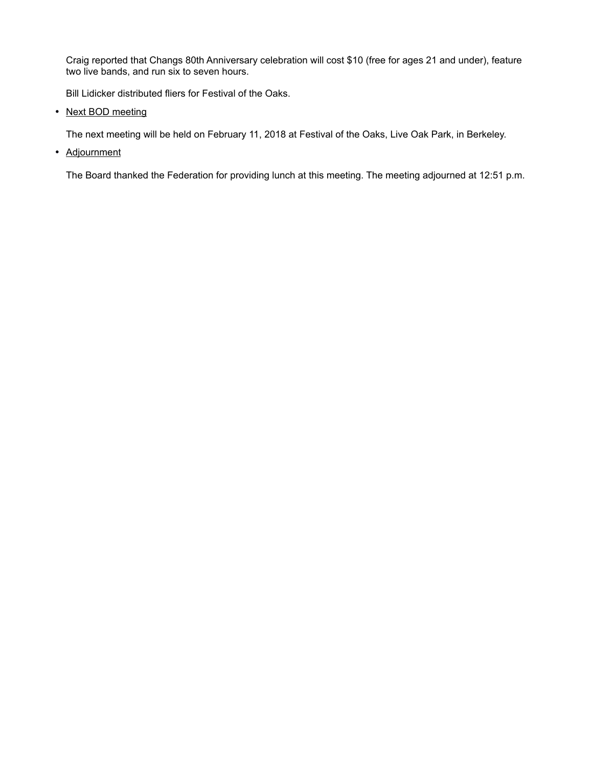Craig reported that Changs 80th Anniversary celebration will cost $10 (free for ages 21 and under), feature two live bands, and run six to seven hours.

Bill Lidicker distributed fliers for Festival of the Oaks.

- <u>Next BOD meeting</u>

  The next meeting will be held on February 11, 2018 at Festival of the Oaks, Live Oak Park, in Berkeley.

- <u>Adjournment</u>

  The Board thanked the Federation for providing lunch at this meeting. The meeting adjourned at 12:51 p.m.